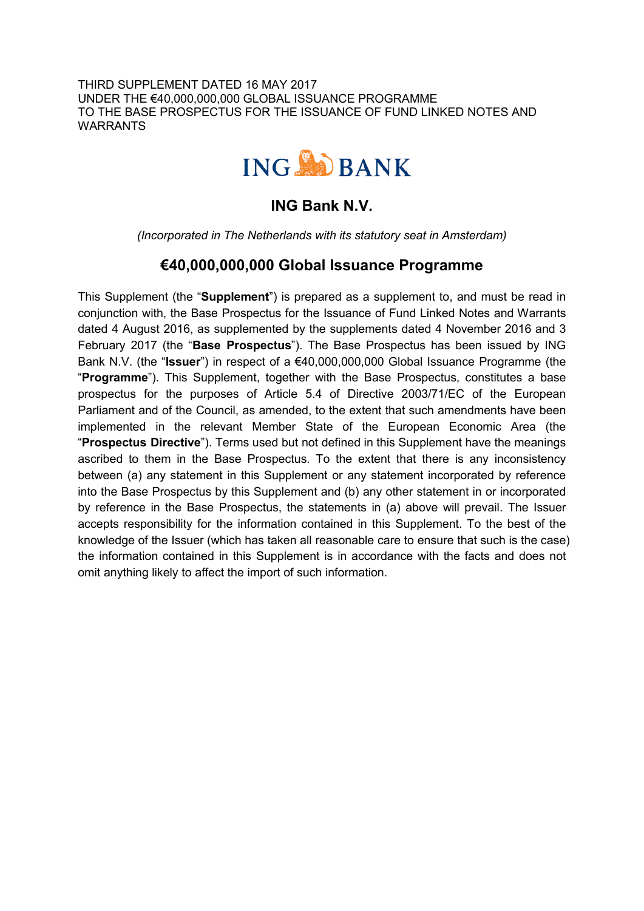THIRD SUPPLEMENT DATED 16 MAY 2017
UNDER THE €40,000,000,000 GLOBAL ISSUANCE PROGRAMME
TO THE BASE PROSPECTUS FOR THE ISSUANCE OF FUND LINKED NOTES AND WARRANTS

ING BANK

# ING Bank N.V.

*(Incorporated in The Netherlands with its statutory seat in Amsterdam)*

## €40,000,000,000 Global Issuance Programme

This Supplement (the "**Supplement**") is prepared as a supplement to, and must be read in conjunction with, the Base Prospectus for the Issuance of Fund Linked Notes and Warrants dated 4 August 2016, as supplemented by the supplements dated 4 November 2016 and 3 February 2017 (the "**Base Prospectus**"). The Base Prospectus has been issued by ING Bank N.V. (the "**Issuer**") in respect of a €40,000,000,000 Global Issuance Programme (the "**Programme**"). This Supplement, together with the Base Prospectus, constitutes a base prospectus for the purposes of Article 5.4 of Directive 2003/71/EC of the European Parliament and of the Council, as amended, to the extent that such amendments have been implemented in the relevant Member State of the European Economic Area (the "**Prospectus Directive**"). Terms used but not defined in this Supplement have the meanings ascribed to them in the Base Prospectus. To the extent that there is any inconsistency between (a) any statement in this Supplement or any statement incorporated by reference into the Base Prospectus by this Supplement and (b) any other statement in or incorporated by reference in the Base Prospectus, the statements in (a) above will prevail. The Issuer accepts responsibility for the information contained in this Supplement. To the best of the knowledge of the Issuer (which has taken all reasonable care to ensure that such is the case) the information contained in this Supplement is in accordance with the facts and does not omit anything likely to affect the import of such information.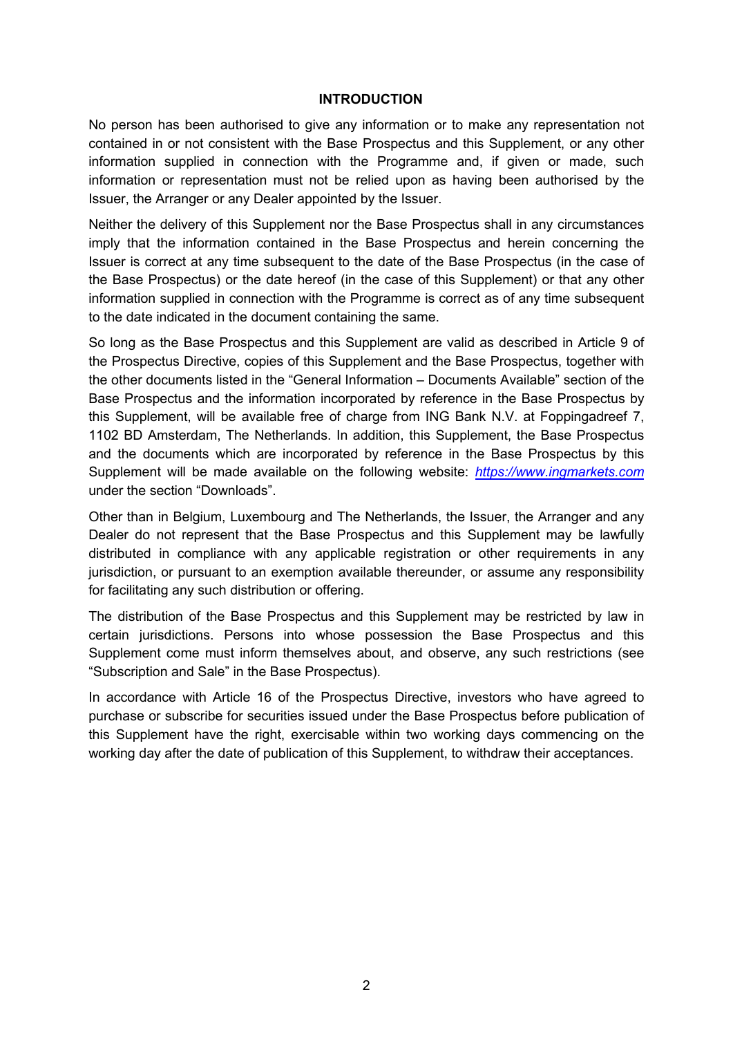## INTRODUCTION

No person has been authorised to give any information or to make any representation not contained in or not consistent with the Base Prospectus and this Supplement, or any other information supplied in connection with the Programme and, if given or made, such information or representation must not be relied upon as having been authorised by the Issuer, the Arranger or any Dealer appointed by the Issuer.

Neither the delivery of this Supplement nor the Base Prospectus shall in any circumstances imply that the information contained in the Base Prospectus and herein concerning the Issuer is correct at any time subsequent to the date of the Base Prospectus (in the case of the Base Prospectus) or the date hereof (in the case of this Supplement) or that any other information supplied in connection with the Programme is correct as of any time subsequent to the date indicated in the document containing the same.

So long as the Base Prospectus and this Supplement are valid as described in Article 9 of the Prospectus Directive, copies of this Supplement and the Base Prospectus, together with the other documents listed in the "General Information – Documents Available" section of the Base Prospectus and the information incorporated by reference in the Base Prospectus by this Supplement, will be available free of charge from ING Bank N.V. at Foppingadreef 7, 1102 BD Amsterdam, The Netherlands. In addition, this Supplement, the Base Prospectus and the documents which are incorporated by reference in the Base Prospectus by this Supplement will be made available on the following website: *https://www.ingmarkets.com* under the section "Downloads".

Other than in Belgium, Luxembourg and The Netherlands, the Issuer, the Arranger and any Dealer do not represent that the Base Prospectus and this Supplement may be lawfully distributed in compliance with any applicable registration or other requirements in any jurisdiction, or pursuant to an exemption available thereunder, or assume any responsibility for facilitating any such distribution or offering.

The distribution of the Base Prospectus and this Supplement may be restricted by law in certain jurisdictions. Persons into whose possession the Base Prospectus and this Supplement come must inform themselves about, and observe, any such restrictions (see "Subscription and Sale" in the Base Prospectus).

In accordance with Article 16 of the Prospectus Directive, investors who have agreed to purchase or subscribe for securities issued under the Base Prospectus before publication of this Supplement have the right, exercisable within two working days commencing on the working day after the date of publication of this Supplement, to withdraw their acceptances.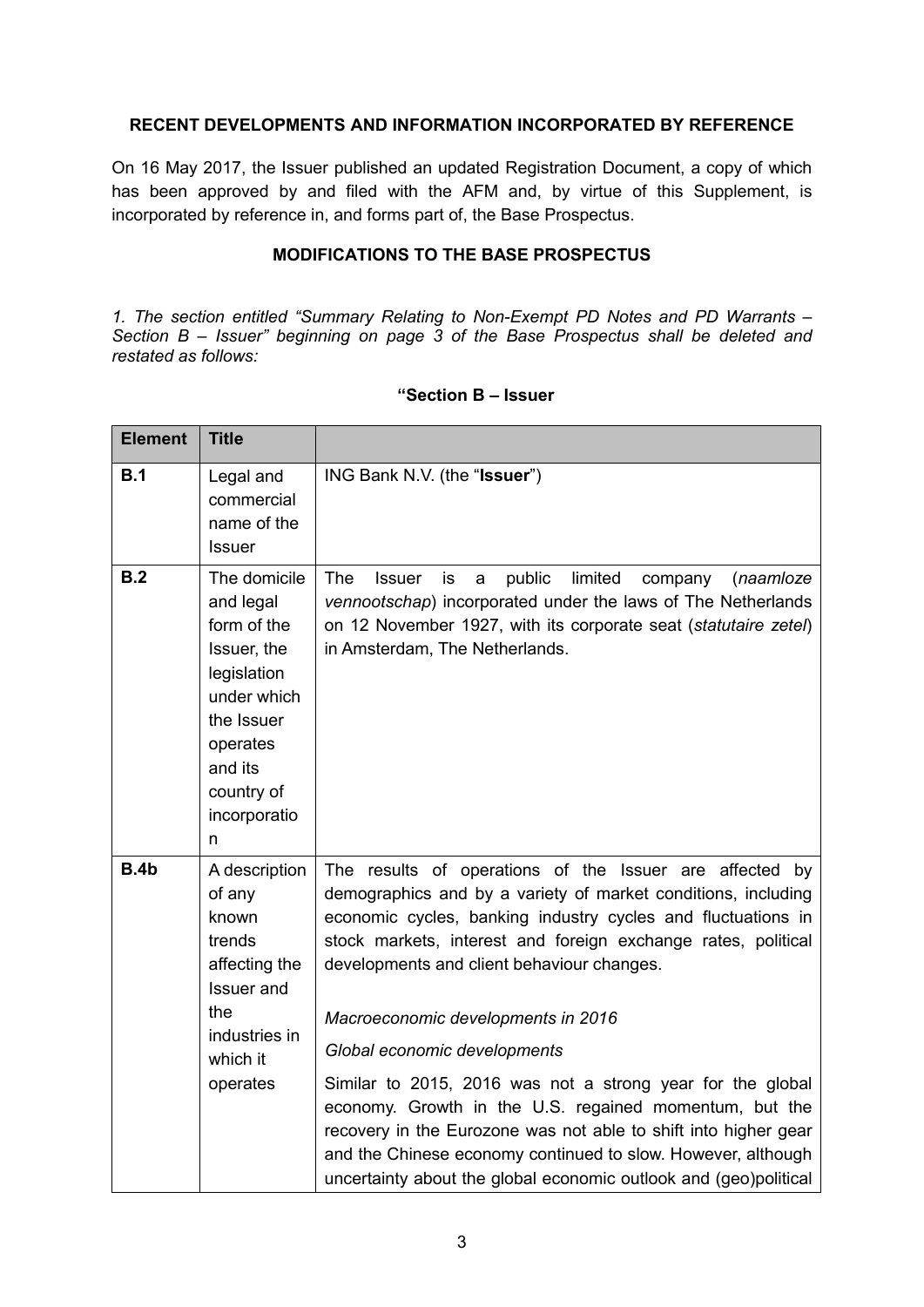**RECENT DEVELOPMENTS AND INFORMATION INCORPORATED BY REFERENCE**

On 16 May 2017, the Issuer published an updated Registration Document, a copy of which has been approved by and filed with the AFM and, by virtue of this Supplement, is incorporated by reference in, and forms part of, the Base Prospectus.

**MODIFICATIONS TO THE BASE PROSPECTUS**

*1. The section entitled "Summary Relating to Non-Exempt PD Notes and PD Warrants – Section B – Issuer" beginning on page 3 of the Base Prospectus shall be deleted and restated as follows:*

**"Section B – Issuer**

| Element | Title | |
|---|---|---|
| **B.1** | Legal and commercial name of the Issuer | ING Bank N.V. (the "**Issuer**") |
| **B.2** | The domicile and legal form of the Issuer, the legislation under which the Issuer operates and its country of incorporation | The Issuer is a public limited company (*naamloze vennootschap*) incorporated under the laws of The Netherlands on 12 November 1927, with its corporate seat (*statutaire zetel*) in Amsterdam, The Netherlands. |
| **B.4b** | A description of any known trends affecting the Issuer and the industries in which it operates | The results of operations of the Issuer are affected by demographics and by a variety of market conditions, including economic cycles, banking industry cycles and fluctuations in stock markets, interest and foreign exchange rates, political developments and client behaviour changes.<br><br>*Macroeconomic developments in 2016*<br><br>*Global economic developments*<br><br>Similar to 2015, 2016 was not a strong year for the global economy. Growth in the U.S. regained momentum, but the recovery in the Eurozone was not able to shift into higher gear and the Chinese economy continued to slow. However, although uncertainty about the global economic outlook and (geo)political |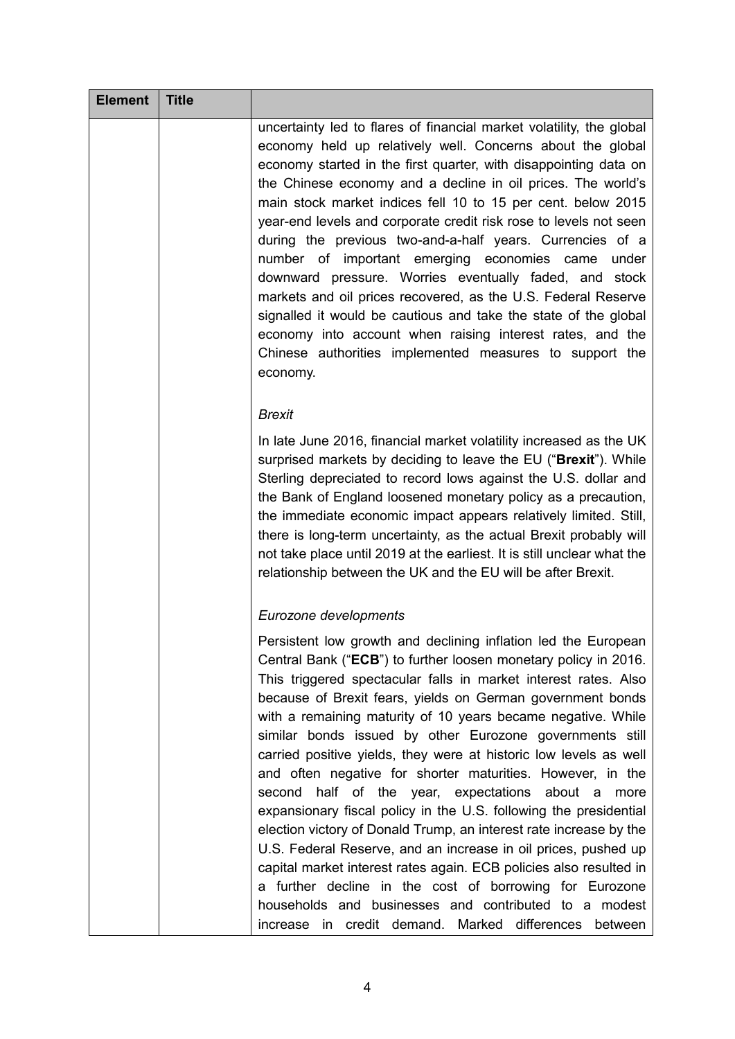| Element | Title | |
|---|---|---|
| | | uncertainty led to flares of financial market volatility, the global economy held up relatively well. Concerns about the global economy started in the first quarter, with disappointing data on the Chinese economy and a decline in oil prices. The world's main stock market indices fell 10 to 15 per cent. below 2015 year-end levels and corporate credit risk rose to levels not seen during the previous two-and-a-half years. Currencies of a number of important emerging economies came under downward pressure. Worries eventually faded, and stock markets and oil prices recovered, as the U.S. Federal Reserve signalled it would be cautious and take the state of the global economy into account when raising interest rates, and the Chinese authorities implemented measures to support the economy.<br><br>*Brexit*<br><br>In late June 2016, financial market volatility increased as the UK surprised markets by deciding to leave the EU ("**Brexit**"). While Sterling depreciated to record lows against the U.S. dollar and the Bank of England loosened monetary policy as a precaution, the immediate economic impact appears relatively limited. Still, there is long-term uncertainty, as the actual Brexit probably will not take place until 2019 at the earliest. It is still unclear what the relationship between the UK and the EU will be after Brexit.<br><br>*Eurozone developments*<br><br>Persistent low growth and declining inflation led the European Central Bank ("**ECB**") to further loosen monetary policy in 2016. This triggered spectacular falls in market interest rates. Also because of Brexit fears, yields on German government bonds with a remaining maturity of 10 years became negative. While similar bonds issued by other Eurozone governments still carried positive yields, they were at historic low levels as well and often negative for shorter maturities. However, in the second half of the year, expectations about a more expansionary fiscal policy in the U.S. following the presidential election victory of Donald Trump, an interest rate increase by the U.S. Federal Reserve, and an increase in oil prices, pushed up capital market interest rates again. ECB policies also resulted in a further decline in the cost of borrowing for Eurozone households and businesses and contributed to a modest increase in credit demand. Marked differences between |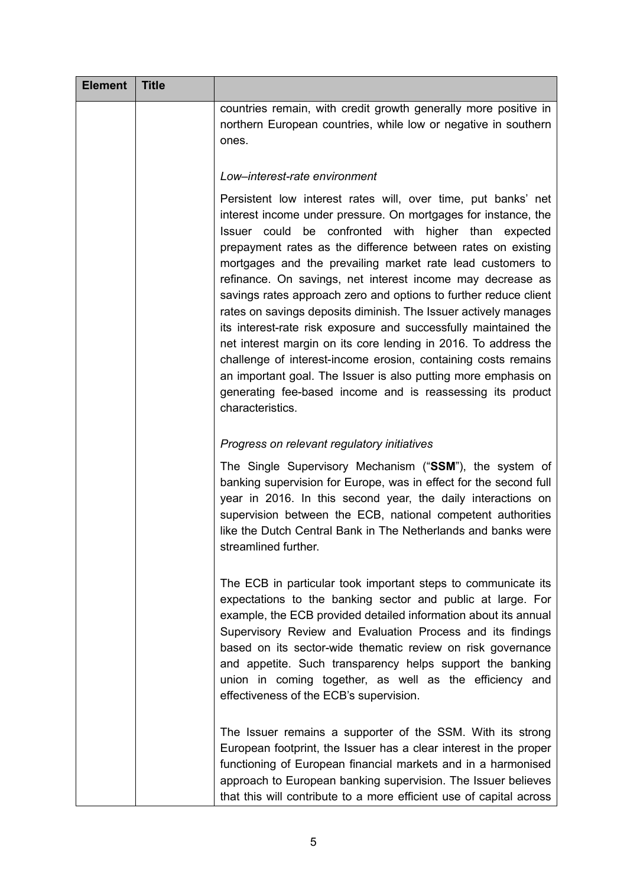| Element | Title | |
|---|---|---|
| | | countries remain, with credit growth generally more positive in northern European countries, while low or negative in southern ones.<br><br>*Low–interest-rate environment*<br><br>Persistent low interest rates will, over time, put banks' net interest income under pressure. On mortgages for instance, the Issuer could be confronted with higher than expected prepayment rates as the difference between rates on existing mortgages and the prevailing market rate lead customers to refinance. On savings, net interest income may decrease as savings rates approach zero and options to further reduce client rates on savings deposits diminish. The Issuer actively manages its interest-rate risk exposure and successfully maintained the net interest margin on its core lending in 2016. To address the challenge of interest-income erosion, containing costs remains an important goal. The Issuer is also putting more emphasis on generating fee-based income and is reassessing its product characteristics.<br><br>*Progress on relevant regulatory initiatives*<br><br>The Single Supervisory Mechanism ("**SSM**"), the system of banking supervision for Europe, was in effect for the second full year in 2016. In this second year, the daily interactions on supervision between the ECB, national competent authorities like the Dutch Central Bank in The Netherlands and banks were streamlined further.<br><br>The ECB in particular took important steps to communicate its expectations to the banking sector and public at large. For example, the ECB provided detailed information about its annual Supervisory Review and Evaluation Process and its findings based on its sector-wide thematic review on risk governance and appetite. Such transparency helps support the banking union in coming together, as well as the efficiency and effectiveness of the ECB's supervision.<br><br>The Issuer remains a supporter of the SSM. With its strong European footprint, the Issuer has a clear interest in the proper functioning of European financial markets and in a harmonised approach to European banking supervision. The Issuer believes that this will contribute to a more efficient use of capital across |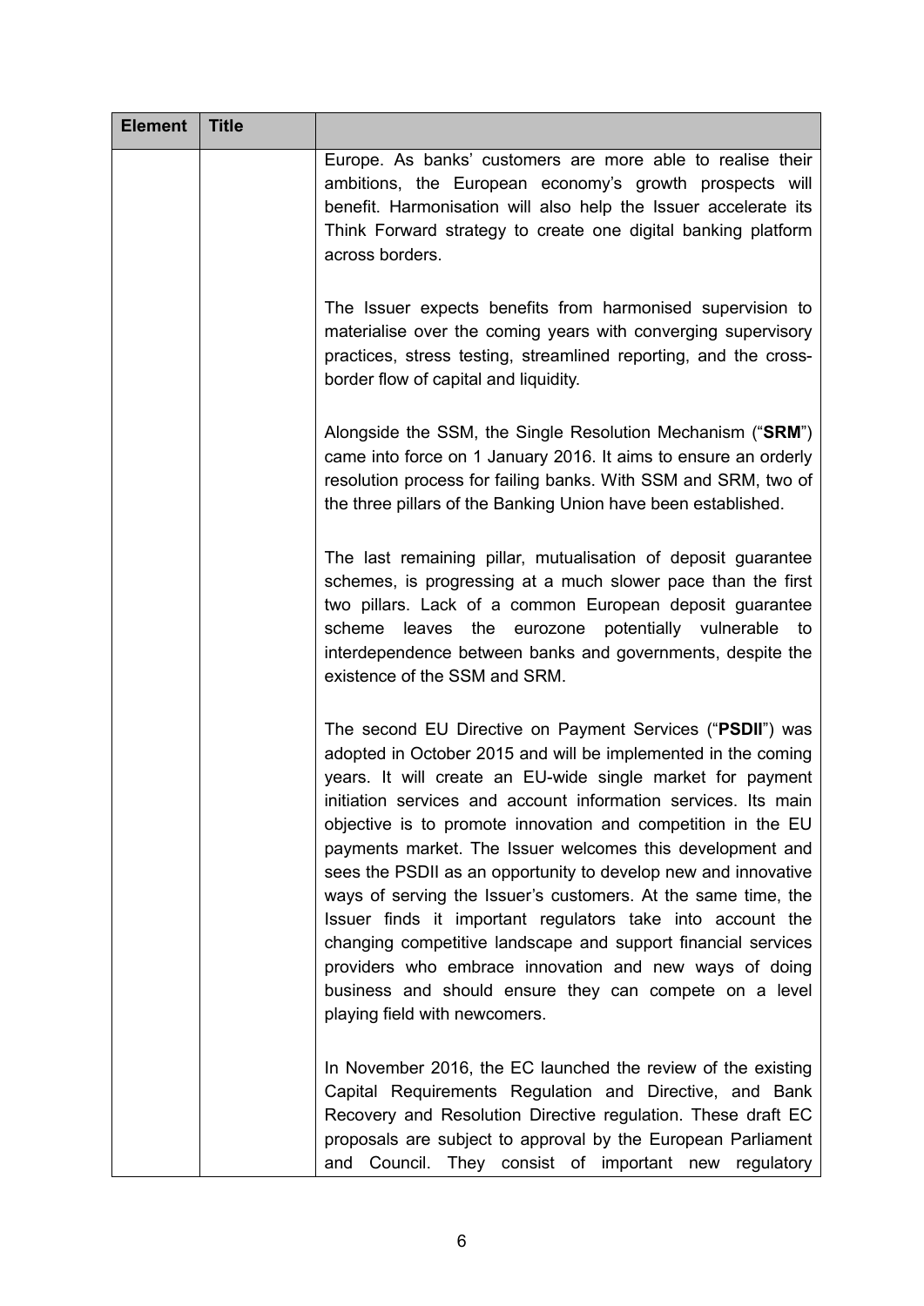| Element | Title | |
|---|---|---|
| | | Europe. As banks' customers are more able to realise their ambitions, the European economy's growth prospects will benefit. Harmonisation will also help the Issuer accelerate its Think Forward strategy to create one digital banking platform across borders.<br><br>The Issuer expects benefits from harmonised supervision to materialise over the coming years with converging supervisory practices, stress testing, streamlined reporting, and the cross-border flow of capital and liquidity.<br><br>Alongside the SSM, the Single Resolution Mechanism ("**SRM**") came into force on 1 January 2016. It aims to ensure an orderly resolution process for failing banks. With SSM and SRM, two of the three pillars of the Banking Union have been established.<br><br>The last remaining pillar, mutualisation of deposit guarantee schemes, is progressing at a much slower pace than the first two pillars. Lack of a common European deposit guarantee scheme leaves the eurozone potentially vulnerable to interdependence between banks and governments, despite the existence of the SSM and SRM.<br><br>The second EU Directive on Payment Services ("**PSDII**") was adopted in October 2015 and will be implemented in the coming years. It will create an EU-wide single market for payment initiation services and account information services. Its main objective is to promote innovation and competition in the EU payments market. The Issuer welcomes this development and sees the PSDII as an opportunity to develop new and innovative ways of serving the Issuer's customers. At the same time, the Issuer finds it important regulators take into account the changing competitive landscape and support financial services providers who embrace innovation and new ways of doing business and should ensure they can compete on a level playing field with newcomers.<br><br>In November 2016, the EC launched the review of the existing Capital Requirements Regulation and Directive, and Bank Recovery and Resolution Directive regulation. These draft EC proposals are subject to approval by the European Parliament and Council. They consist of important new regulatory |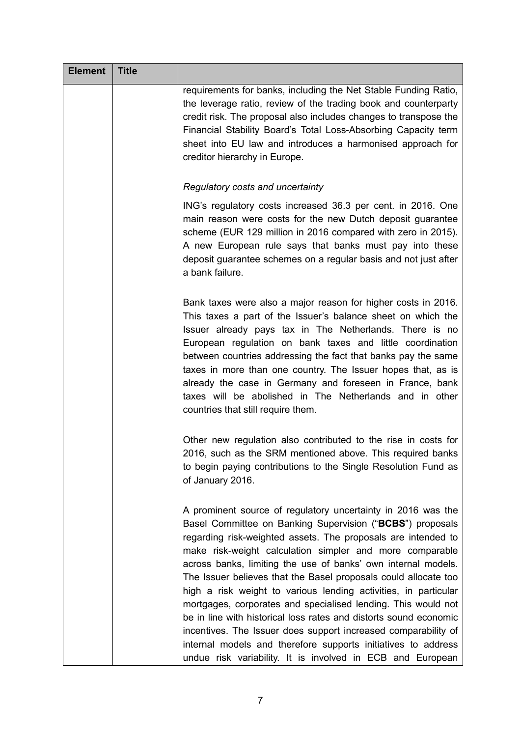| Element | Title | |
|---|---|---|
| | | requirements for banks, including the Net Stable Funding Ratio, the leverage ratio, review of the trading book and counterparty credit risk. The proposal also includes changes to transpose the Financial Stability Board's Total Loss-Absorbing Capacity term sheet into EU law and introduces a harmonised approach for creditor hierarchy in Europe.<br><br>*Regulatory costs and uncertainty*<br><br>ING's regulatory costs increased 36.3 per cent. in 2016. One main reason were costs for the new Dutch deposit guarantee scheme (EUR 129 million in 2016 compared with zero in 2015). A new European rule says that banks must pay into these deposit guarantee schemes on a regular basis and not just after a bank failure.<br><br>Bank taxes were also a major reason for higher costs in 2016. This taxes a part of the Issuer's balance sheet on which the Issuer already pays tax in The Netherlands. There is no European regulation on bank taxes and little coordination between countries addressing the fact that banks pay the same taxes in more than one country. The Issuer hopes that, as is already the case in Germany and foreseen in France, bank taxes will be abolished in The Netherlands and in other countries that still require them.<br><br>Other new regulation also contributed to the rise in costs for 2016, such as the SRM mentioned above. This required banks to begin paying contributions to the Single Resolution Fund as of January 2016.<br><br>A prominent source of regulatory uncertainty in 2016 was the Basel Committee on Banking Supervision ("**BCBS**") proposals regarding risk-weighted assets. The proposals are intended to make risk-weight calculation simpler and more comparable across banks, limiting the use of banks' own internal models. The Issuer believes that the Basel proposals could allocate too high a risk weight to various lending activities, in particular mortgages, corporates and specialised lending. This would not be in line with historical loss rates and distorts sound economic incentives. The Issuer does support increased comparability of internal models and therefore supports initiatives to address undue risk variability. It is involved in ECB and European |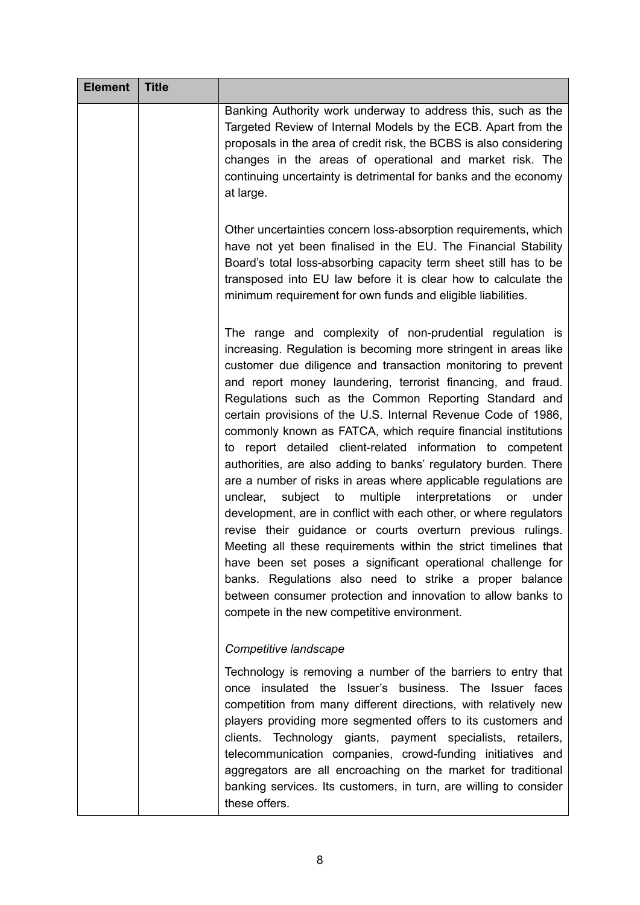| Element | Title | |
|---|---|---|
| | | Banking Authority work underway to address this, such as the Targeted Review of Internal Models by the ECB. Apart from the proposals in the area of credit risk, the BCBS is also considering changes in the areas of operational and market risk. The continuing uncertainty is detrimental for banks and the economy at large.<br><br>Other uncertainties concern loss-absorption requirements, which have not yet been finalised in the EU. The Financial Stability Board's total loss-absorbing capacity term sheet still has to be transposed into EU law before it is clear how to calculate the minimum requirement for own funds and eligible liabilities.<br><br>The range and complexity of non-prudential regulation is increasing. Regulation is becoming more stringent in areas like customer due diligence and transaction monitoring to prevent and report money laundering, terrorist financing, and fraud. Regulations such as the Common Reporting Standard and certain provisions of the U.S. Internal Revenue Code of 1986, commonly known as FATCA, which require financial institutions to report detailed client-related information to competent authorities, are also adding to banks' regulatory burden. There are a number of risks in areas where applicable regulations are unclear, subject to multiple interpretations or under development, are in conflict with each other, or where regulators revise their guidance or courts overturn previous rulings. Meeting all these requirements within the strict timelines that have been set poses a significant operational challenge for banks. Regulations also need to strike a proper balance between consumer protection and innovation to allow banks to compete in the new competitive environment.<br><br>*Competitive landscape*<br><br>Technology is removing a number of the barriers to entry that once insulated the Issuer's business. The Issuer faces competition from many different directions, with relatively new players providing more segmented offers to its customers and clients. Technology giants, payment specialists, retailers, telecommunication companies, crowd-funding initiatives and aggregators are all encroaching on the market for traditional banking services. Its customers, in turn, are willing to consider these offers. |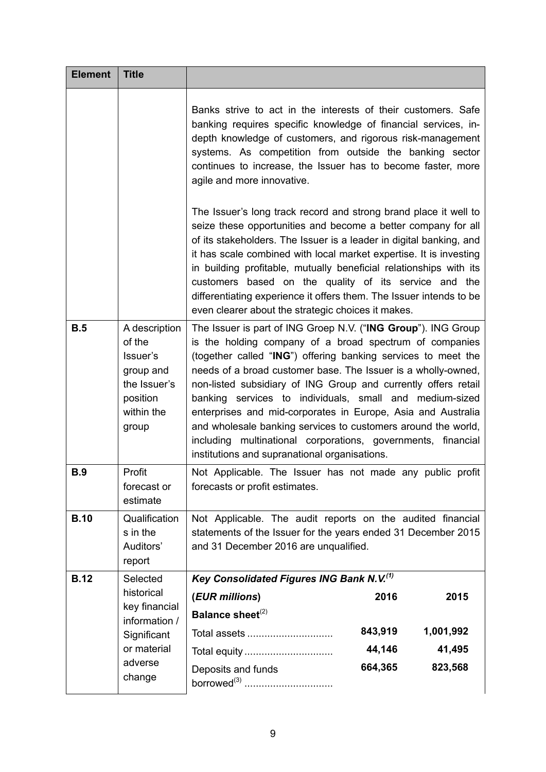| Element | Title | |
|---|---|---|
| | | Banks strive to act in the interests of their customers. Safe banking requires specific knowledge of financial services, in-depth knowledge of customers, and rigorous risk-management systems. As competition from outside the banking sector continues to increase, the Issuer has to become faster, more agile and more innovative.<br><br>The Issuer's long track record and strong brand place it well to seize these opportunities and become a better company for all of its stakeholders. The Issuer is a leader in digital banking, and it has scale combined with local market expertise. It is investing in building profitable, mutually beneficial relationships with its customers based on the quality of its service and the differentiating experience it offers them. The Issuer intends to be even clearer about the strategic choices it makes. |
| **B.5** | A description of the Issuer's group and the Issuer's position within the group | The Issuer is part of ING Groep N.V. ("**ING Group**"). ING Group is the holding company of a broad spectrum of companies (together called "**ING**") offering banking services to meet the needs of a broad customer base. The Issuer is a wholly-owned, non-listed subsidiary of ING Group and currently offers retail banking services to individuals, small and medium-sized enterprises and mid-corporates in Europe, Asia and Australia and wholesale banking services to customers around the world, including multinational corporations, governments, financial institutions and supranational organisations. |
| **B.9** | Profit forecast or estimate | Not Applicable. The Issuer has not made any public profit forecasts or profit estimates. |
| **B.10** | Qualifications in the Auditors' report | Not Applicable. The audit reports on the audited financial statements of the Issuer for the years ended 31 December 2015 and 31 December 2016 are unqualified. |
| **B.12** | Selected historical key financial information / Significant or material adverse change | ***Key Consolidated Figures ING Bank N.V.***[(1)]<br><br>| (***EUR millions***) | **2016** | **2015** |<br>**Balance sheet**[(2)]<br>Total assets .............................. **843,919** **1,001,992**<br>Total equity .............................. **44,146** **41,495**<br>Deposits and funds borrowed[(3)] .............................. **664,365** **823,568** |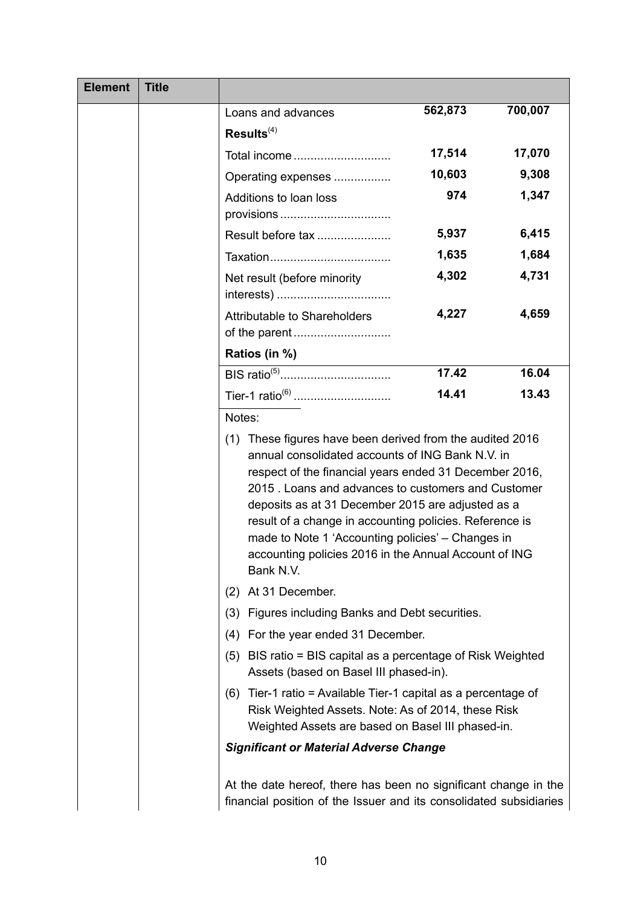| Element | Title | | | |
|---|---|---|---|---|
| | | Loans and advances | **562,873** | **700,007** |
| | | **Results**(4) | | |
| | | Total income ............................ | **17,514** | **17,070** |
| | | Operating expenses ................. | **10,603** | **9,308** |
| | | Additions to loan loss provisions ................................ | **974** | **1,347** |
| | | Result before tax ...................... | **5,937** | **6,415** |
| | | Taxation.................................... | **1,635** | **1,684** |
| | | Net result (before minority interests) .................................. | **4,302** | **4,731** |
| | | Attributable to Shareholders of the parent ............................ | **4,227** | **4,659** |
| | | **Ratios (in %)** | | |
| | | BIS ratio(5)................................. | **17.42** | **16.04** |
| | | Tier-1 ratio(6) ............................ | **14.41** | **13.43** |

Notes:

(1) These figures have been derived from the audited 2016 annual consolidated accounts of ING Bank N.V. in respect of the financial years ended 31 December 2016, 2015 . Loans and advances to customers and Customer deposits as at 31 December 2015 are adjusted as a result of a change in accounting policies. Reference is made to Note 1 'Accounting policies' – Changes in accounting policies 2016 in the Annual Account of ING Bank N.V.

(2) At 31 December.

(3) Figures including Banks and Debt securities.

(4) For the year ended 31 December.

(5) BIS ratio = BIS capital as a percentage of Risk Weighted Assets (based on Basel III phased-in).

(6) Tier-1 ratio = Available Tier-1 capital as a percentage of Risk Weighted Assets. Note: As of 2014, these Risk Weighted Assets are based on Basel III phased-in.

***Significant or Material Adverse Change***

At the date hereof, there has been no significant change in the financial position of the Issuer and its consolidated subsidiaries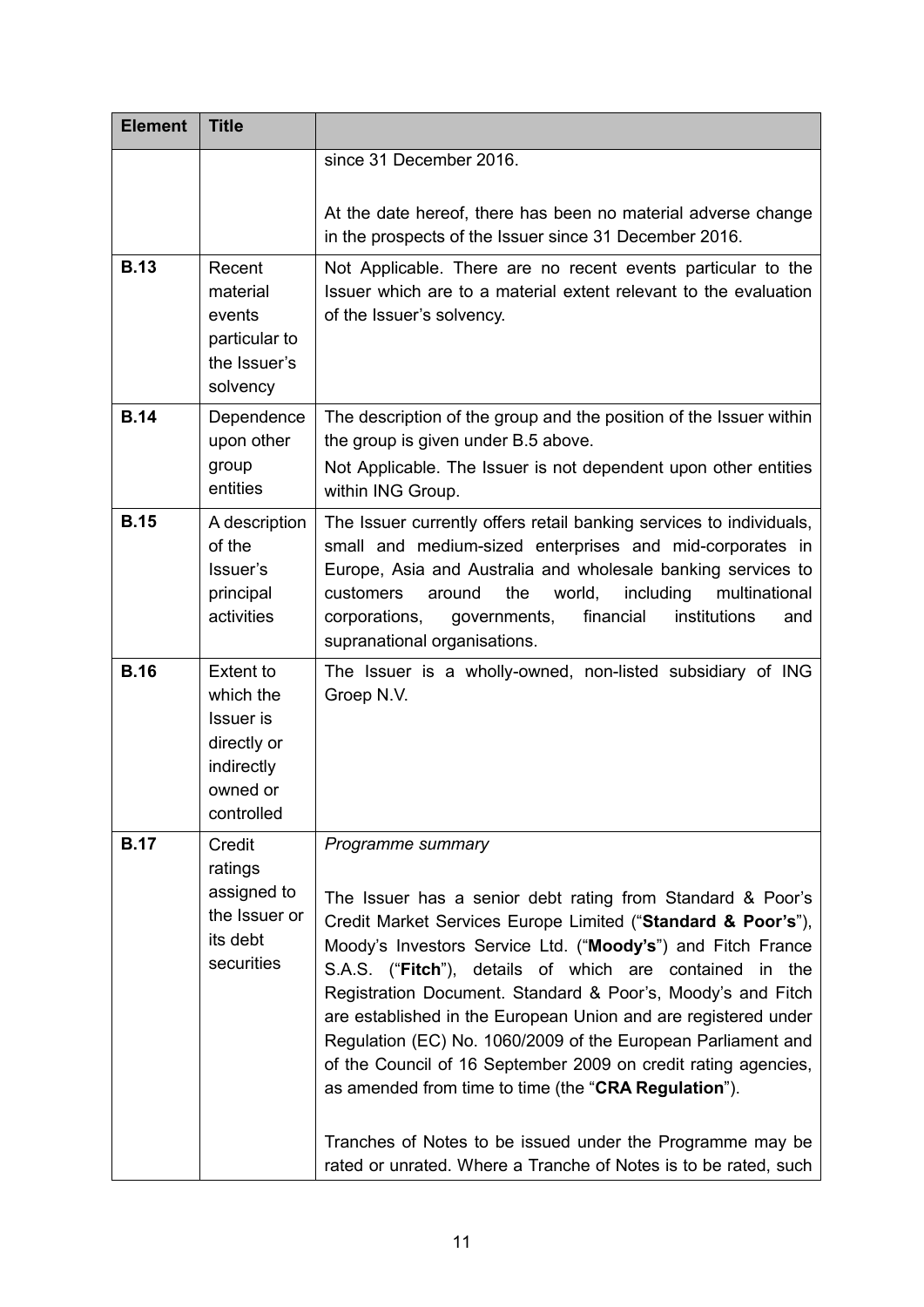| Element | Title | |
|---|---|---|
| | | since 31 December 2016.<br><br>At the date hereof, there has been no material adverse change in the prospects of the Issuer since 31 December 2016. |
| **B.13** | Recent material events particular to the Issuer's solvency | Not Applicable. There are no recent events particular to the Issuer which are to a material extent relevant to the evaluation of the Issuer's solvency. |
| **B.14** | Dependence upon other group entities | The description of the group and the position of the Issuer within the group is given under B.5 above.<br>Not Applicable. The Issuer is not dependent upon other entities within ING Group. |
| **B.15** | A description of the Issuer's principal activities | The Issuer currently offers retail banking services to individuals, small and medium-sized enterprises and mid-corporates in Europe, Asia and Australia and wholesale banking services to customers around the world, including multinational corporations, governments, financial institutions and supranational organisations. |
| **B.16** | Extent to which the Issuer is directly or indirectly owned or controlled | The Issuer is a wholly-owned, non-listed subsidiary of ING Groep N.V. |
| **B.17** | Credit ratings assigned to the Issuer or its debt securities | *Programme summary*<br><br>The Issuer has a senior debt rating from Standard & Poor's Credit Market Services Europe Limited ("**Standard & Poor's**"), Moody's Investors Service Ltd. ("**Moody's**") and Fitch France S.A.S. ("**Fitch**"), details of which are contained in the Registration Document. Standard & Poor's, Moody's and Fitch are established in the European Union and are registered under Regulation (EC) No. 1060/2009 of the European Parliament and of the Council of 16 September 2009 on credit rating agencies, as amended from time to time (the "**CRA Regulation**").<br><br>Tranches of Notes to be issued under the Programme may be rated or unrated. Where a Tranche of Notes is to be rated, such |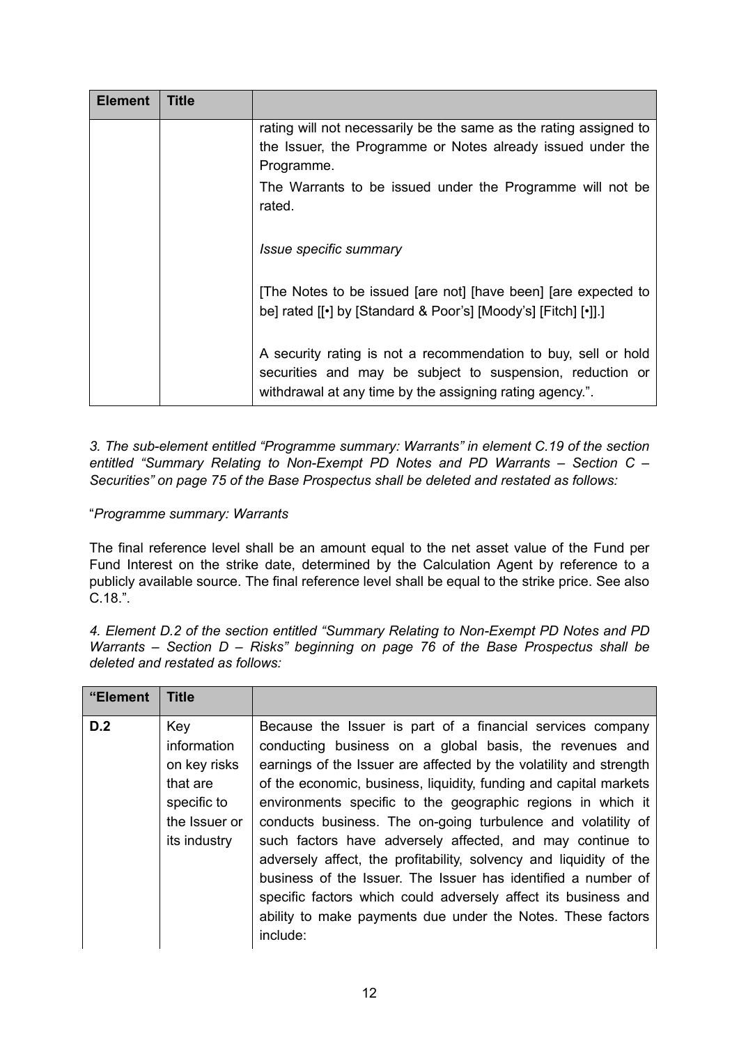| Element | Title | |
|---|---|---|
| | | rating will not necessarily be the same as the rating assigned to the Issuer, the Programme or Notes already issued under the Programme.<br><br>The Warrants to be issued under the Programme will not be rated.<br><br>*Issue specific summary*<br><br>[The Notes to be issued [are not] [have been] [are expected to be] rated [[•] by [Standard & Poor's] [Moody's] [Fitch] [•]].]<br><br>A security rating is not a recommendation to buy, sell or hold securities and may be subject to suspension, reduction or withdrawal at any time by the assigning rating agency.". |

*3. The sub-element entitled "Programme summary: Warrants" in element C.19 of the section entitled "Summary Relating to Non-Exempt PD Notes and PD Warrants – Section C – Securities" on page 75 of the Base Prospectus shall be deleted and restated as follows:*

"*Programme summary: Warrants*

The final reference level shall be an amount equal to the net asset value of the Fund per Fund Interest on the strike date, determined by the Calculation Agent by reference to a publicly available source. The final reference level shall be equal to the strike price. See also C.18.".

*4. Element D.2 of the section entitled "Summary Relating to Non-Exempt PD Notes and PD Warrants – Section D – Risks" beginning on page 76 of the Base Prospectus shall be deleted and restated as follows:*

| "Element | Title | |
|---|---|---|
| **D.2** | Key information on key risks that are specific to the Issuer or its industry | Because the Issuer is part of a financial services company conducting business on a global basis, the revenues and earnings of the Issuer are affected by the volatility and strength of the economic, business, liquidity, funding and capital markets environments specific to the geographic regions in which it conducts business. The on-going turbulence and volatility of such factors have adversely affected, and may continue to adversely affect, the profitability, solvency and liquidity of the business of the Issuer. The Issuer has identified a number of specific factors which could adversely affect its business and ability to make payments due under the Notes. These factors include: |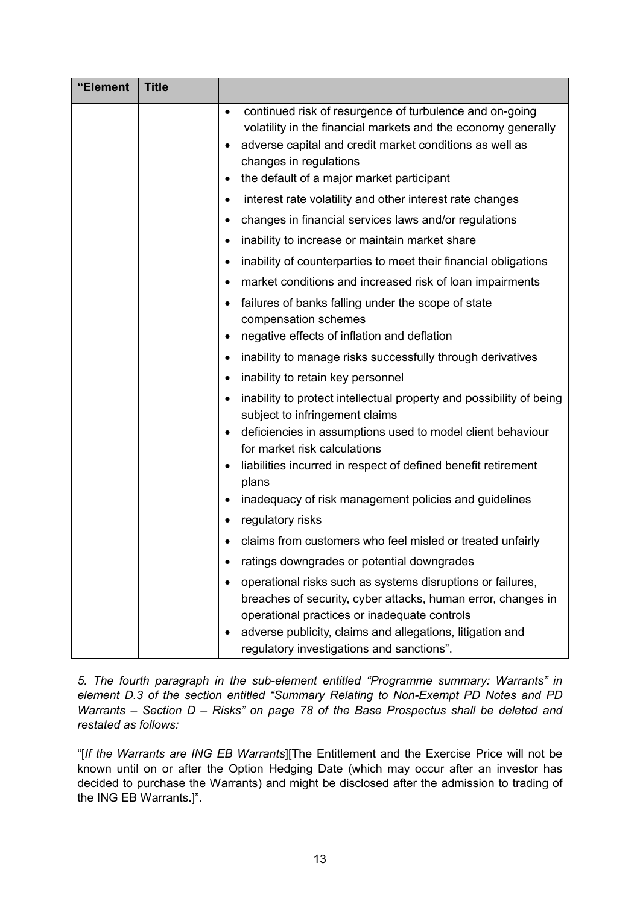| “Element | Title | |
|---|---|---|
| | | • continued risk of resurgence of turbulence and on-going volatility in the financial markets and the economy generally<br>• adverse capital and credit market conditions as well as changes in regulations<br>• the default of a major market participant<br>• interest rate volatility and other interest rate changes<br>• changes in financial services laws and/or regulations<br>• inability to increase or maintain market share<br>• inability of counterparties to meet their financial obligations<br>• market conditions and increased risk of loan impairments<br>• failures of banks falling under the scope of state compensation schemes<br>• negative effects of inflation and deflation<br>• inability to manage risks successfully through derivatives<br>• inability to retain key personnel<br>• inability to protect intellectual property and possibility of being subject to infringement claims<br>• deficiencies in assumptions used to model client behaviour for market risk calculations<br>• liabilities incurred in respect of defined benefit retirement plans<br>• inadequacy of risk management policies and guidelines<br>• regulatory risks<br>• claims from customers who feel misled or treated unfairly<br>• ratings downgrades or potential downgrades<br>• operational risks such as systems disruptions or failures, breaches of security, cyber attacks, human error, changes in operational practices or inadequate controls<br>• adverse publicity, claims and allegations, litigation and regulatory investigations and sanctions”. |

*5. The fourth paragraph in the sub-element entitled “Programme summary: Warrants” in element D.3 of the section entitled “Summary Relating to Non-Exempt PD Notes and PD Warrants – Section D – Risks” on page 78 of the Base Prospectus shall be deleted and restated as follows:*

“[*If the Warrants are ING EB Warrants*][The Entitlement and the Exercise Price will not be known until on or after the Option Hedging Date (which may occur after an investor has decided to purchase the Warrants) and might be disclosed after the admission to trading of the ING EB Warrants.]”.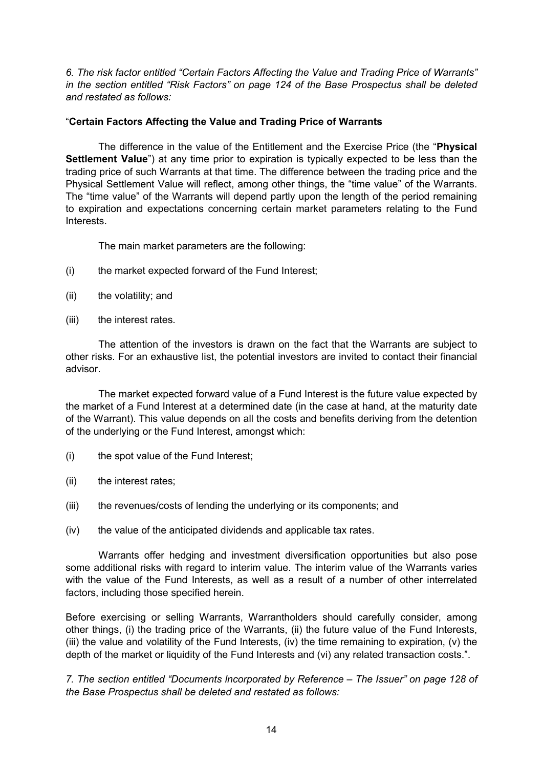*6. The risk factor entitled "Certain Factors Affecting the Value and Trading Price of Warrants" in the section entitled "Risk Factors" on page 124 of the Base Prospectus shall be deleted and restated as follows:*

"**Certain Factors Affecting the Value and Trading Price of Warrants**

The difference in the value of the Entitlement and the Exercise Price (the "**Physical Settlement Value**") at any time prior to expiration is typically expected to be less than the trading price of such Warrants at that time. The difference between the trading price and the Physical Settlement Value will reflect, among other things, the "time value" of the Warrants. The "time value" of the Warrants will depend partly upon the length of the period remaining to expiration and expectations concerning certain market parameters relating to the Fund Interests.

The main market parameters are the following:

(i) the market expected forward of the Fund Interest;

(ii) the volatility; and

(iii) the interest rates.

The attention of the investors is drawn on the fact that the Warrants are subject to other risks. For an exhaustive list, the potential investors are invited to contact their financial advisor.

The market expected forward value of a Fund Interest is the future value expected by the market of a Fund Interest at a determined date (in the case at hand, at the maturity date of the Warrant). This value depends on all the costs and benefits deriving from the detention of the underlying or the Fund Interest, amongst which:

(i) the spot value of the Fund Interest;

(ii) the interest rates;

(iii) the revenues/costs of lending the underlying or its components; and

(iv) the value of the anticipated dividends and applicable tax rates.

Warrants offer hedging and investment diversification opportunities but also pose some additional risks with regard to interim value. The interim value of the Warrants varies with the value of the Fund Interests, as well as a result of a number of other interrelated factors, including those specified herein.

Before exercising or selling Warrants, Warrantholders should carefully consider, among other things, (i) the trading price of the Warrants, (ii) the future value of the Fund Interests, (iii) the value and volatility of the Fund Interests, (iv) the time remaining to expiration, (v) the depth of the market or liquidity of the Fund Interests and (vi) any related transaction costs.".

*7. The section entitled "Documents Incorporated by Reference – The Issuer" on page 128 of the Base Prospectus shall be deleted and restated as follows:*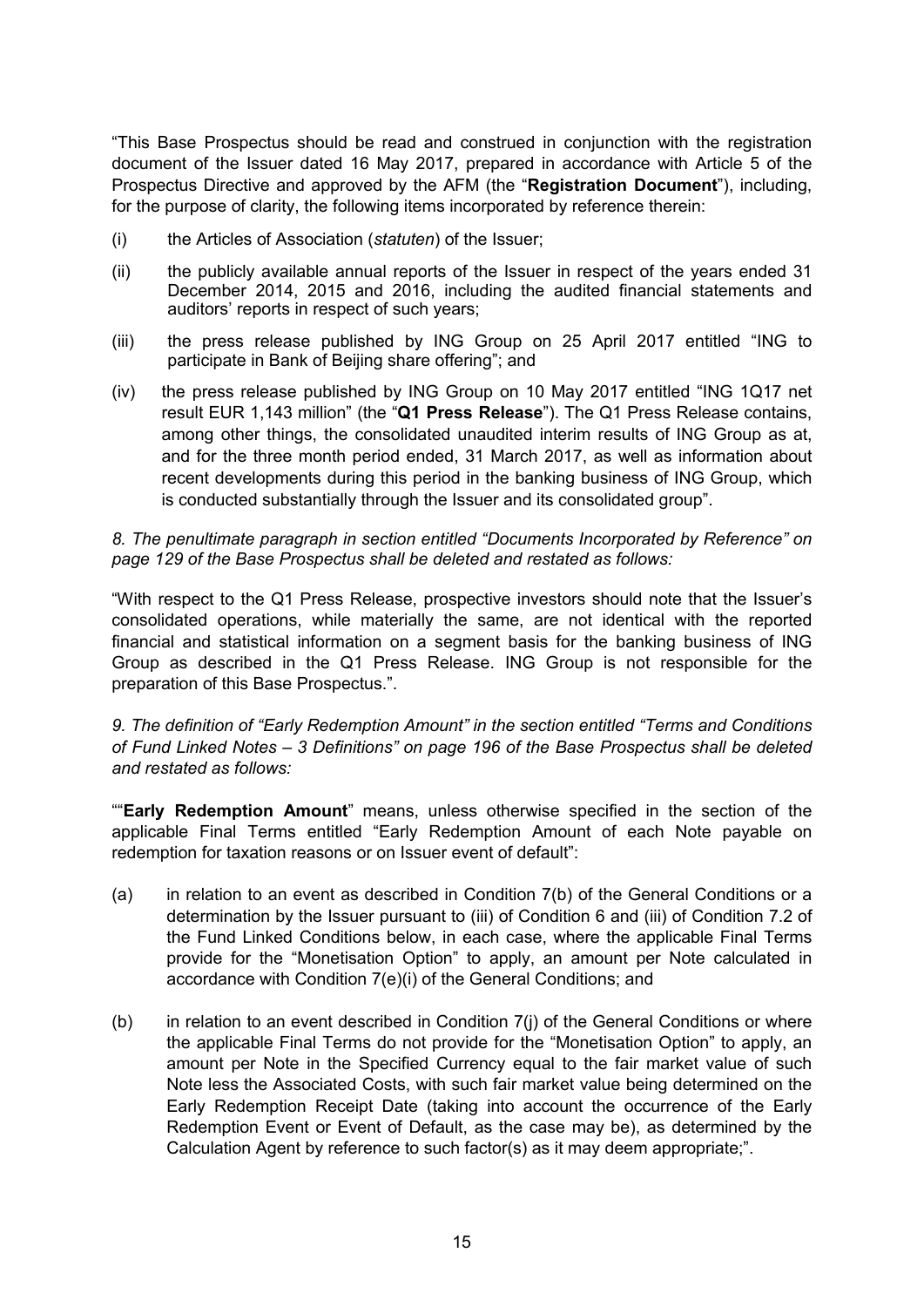"This Base Prospectus should be read and construed in conjunction with the registration document of the Issuer dated 16 May 2017, prepared in accordance with Article 5 of the Prospectus Directive and approved by the AFM (the "**Registration Document**"), including, for the purpose of clarity, the following items incorporated by reference therein:

(i) the Articles of Association (*statuten*) of the Issuer;

(ii) the publicly available annual reports of the Issuer in respect of the years ended 31 December 2014, 2015 and 2016, including the audited financial statements and auditors' reports in respect of such years;

(iii) the press release published by ING Group on 25 April 2017 entitled "ING to participate in Bank of Beijing share offering"; and

(iv) the press release published by ING Group on 10 May 2017 entitled "ING 1Q17 net result EUR 1,143 million" (the "**Q1 Press Release**"). The Q1 Press Release contains, among other things, the consolidated unaudited interim results of ING Group as at, and for the three month period ended, 31 March 2017, as well as information about recent developments during this period in the banking business of ING Group, which is conducted substantially through the Issuer and its consolidated group".

*8. The penultimate paragraph in section entitled "Documents Incorporated by Reference" on page 129 of the Base Prospectus shall be deleted and restated as follows:*

"With respect to the Q1 Press Release, prospective investors should note that the Issuer's consolidated operations, while materially the same, are not identical with the reported financial and statistical information on a segment basis for the banking business of ING Group as described in the Q1 Press Release. ING Group is not responsible for the preparation of this Base Prospectus.".

*9. The definition of "Early Redemption Amount" in the section entitled "Terms and Conditions of Fund Linked Notes – 3 Definitions" on page 196 of the Base Prospectus shall be deleted and restated as follows:*

""**Early Redemption Amount**" means, unless otherwise specified in the section of the applicable Final Terms entitled "Early Redemption Amount of each Note payable on redemption for taxation reasons or on Issuer event of default":

(a) in relation to an event as described in Condition 7(b) of the General Conditions or a determination by the Issuer pursuant to (iii) of Condition 6 and (iii) of Condition 7.2 of the Fund Linked Conditions below, in each case, where the applicable Final Terms provide for the "Monetisation Option" to apply, an amount per Note calculated in accordance with Condition 7(e)(i) of the General Conditions; and

(b) in relation to an event described in Condition 7(j) of the General Conditions or where the applicable Final Terms do not provide for the "Monetisation Option" to apply, an amount per Note in the Specified Currency equal to the fair market value of such Note less the Associated Costs, with such fair market value being determined on the Early Redemption Receipt Date (taking into account the occurrence of the Early Redemption Event or Event of Default, as the case may be), as determined by the Calculation Agent by reference to such factor(s) as it may deem appropriate;".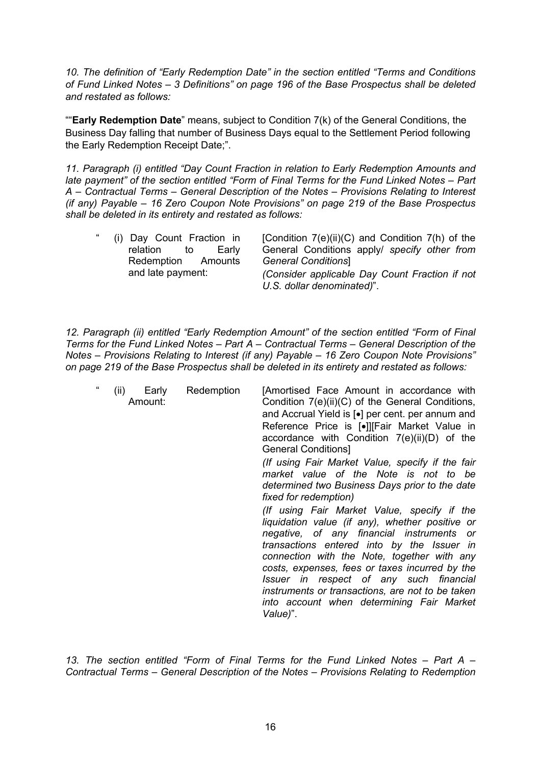*10. The definition of "Early Redemption Date" in the section entitled "Terms and Conditions of Fund Linked Notes – 3 Definitions" on page 196 of the Base Prospectus shall be deleted and restated as follows:*

""**Early Redemption Date**" means, subject to Condition 7(k) of the General Conditions, the Business Day falling that number of Business Days equal to the Settlement Period following the Early Redemption Receipt Date;".

*11. Paragraph (i) entitled "Day Count Fraction in relation to Early Redemption Amounts and late payment" of the section entitled "Form of Final Terms for the Fund Linked Notes – Part A – Contractual Terms – General Description of the Notes – Provisions Relating to Interest (if any) Payable – 16 Zero Coupon Note Provisions" on page 219 of the Base Prospectus shall be deleted in its entirety and restated as follows:*

| | |
|---|---|
| " (i) Day Count Fraction in relation to Early Redemption Amounts and late payment: | [Condition 7(e)(ii)(C) and Condition 7(h) of the General Conditions apply/ *specify other from General Conditions*]<br>*(Consider applicable Day Count Fraction if not U.S. dollar denominated)*". |

*12. Paragraph (ii) entitled "Early Redemption Amount" of the section entitled "Form of Final Terms for the Fund Linked Notes – Part A – Contractual Terms – General Description of the Notes – Provisions Relating to Interest (if any) Payable – 16 Zero Coupon Note Provisions" on page 219 of the Base Prospectus shall be deleted in its entirety and restated as follows:*

| | |
|---|---|
| " (ii) Early Redemption Amount: | [Amortised Face Amount in accordance with Condition 7(e)(ii)(C) of the General Conditions, and Accrual Yield is [•] per cent. per annum and Reference Price is [•]][Fair Market Value in accordance with Condition 7(e)(ii)(D) of the General Conditions]<br>*(If using Fair Market Value, specify if the fair market value of the Note is not to be determined two Business Days prior to the date fixed for redemption)*<br>*(If using Fair Market Value, specify if the liquidation value (if any), whether positive or negative, of any financial instruments or transactions entered into by the Issuer in connection with the Note, together with any costs, expenses, fees or taxes incurred by the Issuer in respect of any such financial instruments or transactions, are not to be taken into account when determining Fair Market Value)*". |

*13. The section entitled "Form of Final Terms for the Fund Linked Notes – Part A – Contractual Terms – General Description of the Notes – Provisions Relating to Redemption*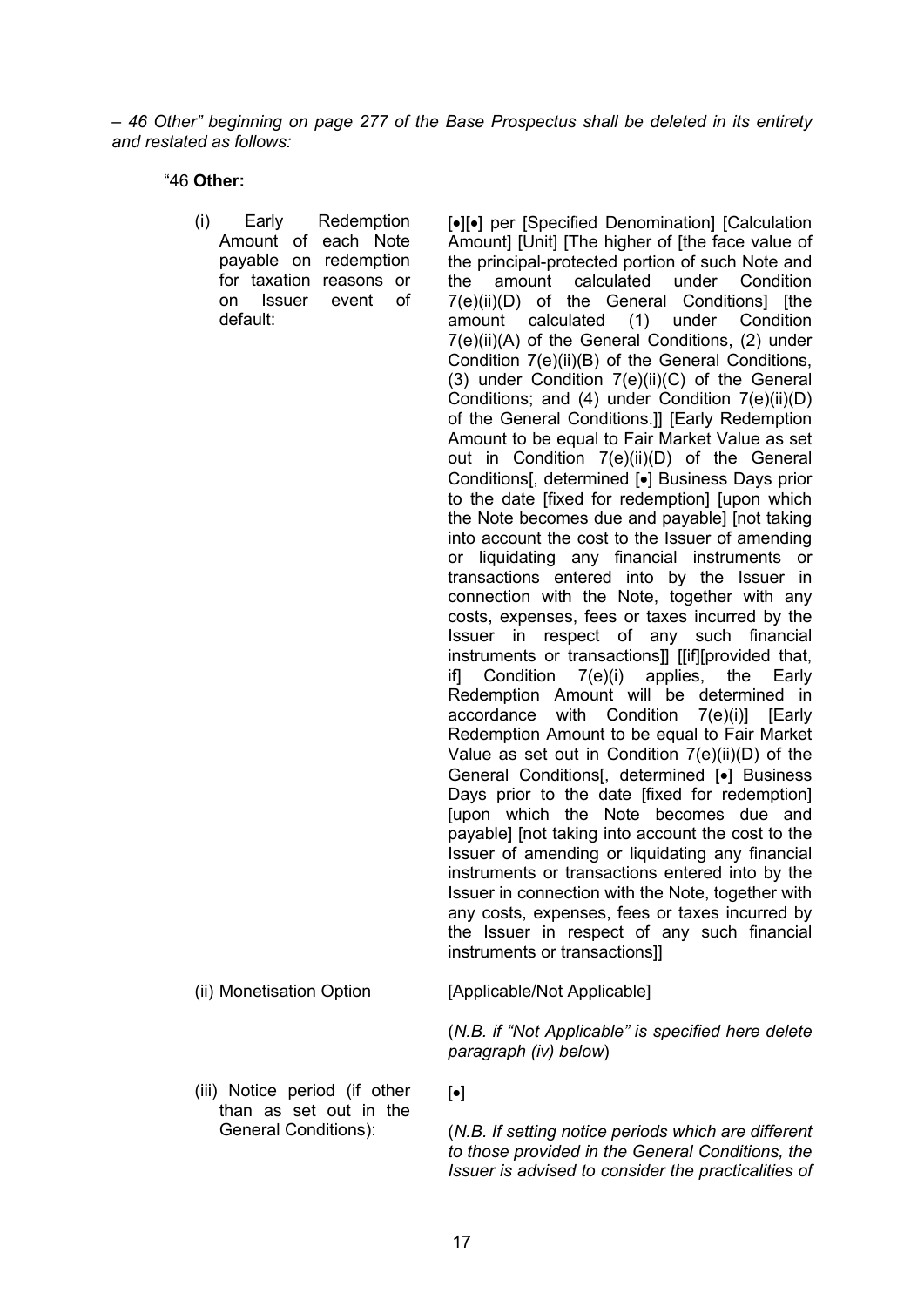*– 46 Other" beginning on page 277 of the Base Prospectus shall be deleted in its entirety and restated as follows:*

"46 **Other:**

| | |
|---|---|
| (i) Early Redemption Amount of each Note payable on redemption for taxation reasons or on Issuer event of default: | [•][•] per [Specified Denomination] [Calculation Amount] [Unit] [The higher of [the face value of the principal-protected portion of such Note and the amount calculated under Condition 7(e)(ii)(D) of the General Conditions] [the amount calculated (1) under Condition 7(e)(ii)(A) of the General Conditions, (2) under Condition 7(e)(ii)(B) of the General Conditions, (3) under Condition 7(e)(ii)(C) of the General Conditions; and (4) under Condition 7(e)(ii)(D) of the General Conditions.]] [Early Redemption Amount to be equal to Fair Market Value as set out in Condition 7(e)(ii)(D) of the General Conditions[, determined [•] Business Days prior to the date [fixed for redemption] [upon which the Note becomes due and payable] [not taking into account the cost to the Issuer of amending or liquidating any financial instruments or transactions entered into by the Issuer in connection with the Note, together with any costs, expenses, fees or taxes incurred by the Issuer in respect of any such financial instruments or transactions]] [[if][provided that, if] Condition 7(e)(i) applies, the Early Redemption Amount will be determined in accordance with Condition 7(e)(i)] [Early Redemption Amount to be equal to Fair Market Value as set out in Condition 7(e)(ii)(D) of the General Conditions[, determined [•] Business Days prior to the date [fixed for redemption] [upon which the Note becomes due and payable] [not taking into account the cost to the Issuer of amending or liquidating any financial instruments or transactions entered into by the Issuer in connection with the Note, together with any costs, expenses, fees or taxes incurred by the Issuer in respect of any such financial instruments or transactions]] |
| (ii) Monetisation Option | [Applicable/Not Applicable]<br><br>(*N.B. if "Not Applicable" is specified here delete paragraph (iv) below*) |
| (iii) Notice period (if other than as set out in the General Conditions): | [•]<br><br>(*N.B. If setting notice periods which are different to those provided in the General Conditions, the Issuer is advised to consider the practicalities of* |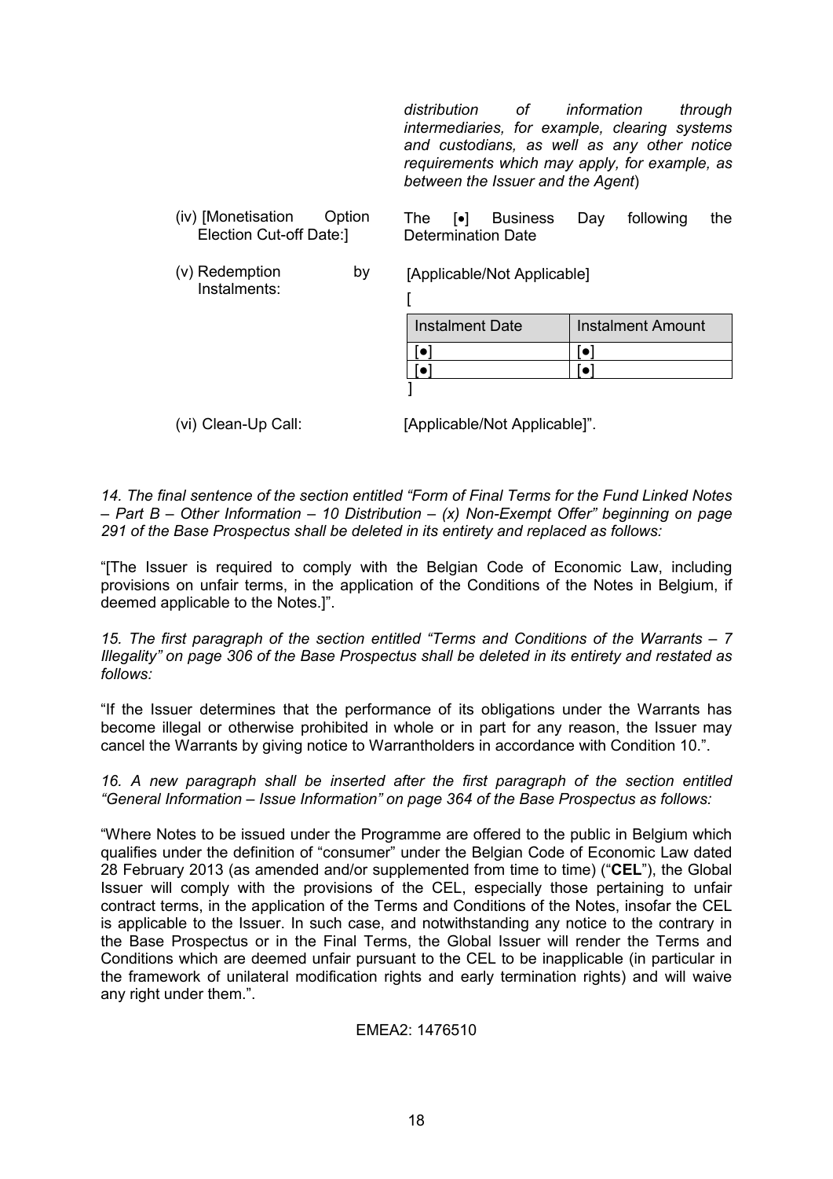*distribution of information through intermediaries, for example, clearing systems and custodians, as well as any other notice requirements which may apply, for example, as between the Issuer and the Agent*)

(iv) [Monetisation Option Election Cut-off Date:] The [•] Business Day following the Determination Date

(v) Redemption by Instalments: [Applicable/Not Applicable]

[

| Instalment Date | Instalment Amount |
|---|---|
| [●] | [●] |
| [●] | [●] |

]

(vi) Clean-Up Call: [Applicable/Not Applicable]".

*14. The final sentence of the section entitled "Form of Final Terms for the Fund Linked Notes – Part B – Other Information – 10 Distribution – (x) Non-Exempt Offer" beginning on page 291 of the Base Prospectus shall be deleted in its entirety and replaced as follows:*

"[The Issuer is required to comply with the Belgian Code of Economic Law, including provisions on unfair terms, in the application of the Conditions of the Notes in Belgium, if deemed applicable to the Notes.]".

*15. The first paragraph of the section entitled "Terms and Conditions of the Warrants – 7 Illegality" on page 306 of the Base Prospectus shall be deleted in its entirety and restated as follows:*

"If the Issuer determines that the performance of its obligations under the Warrants has become illegal or otherwise prohibited in whole or in part for any reason, the Issuer may cancel the Warrants by giving notice to Warrantholders in accordance with Condition 10.".

*16. A new paragraph shall be inserted after the first paragraph of the section entitled "General Information – Issue Information" on page 364 of the Base Prospectus as follows:*

"Where Notes to be issued under the Programme are offered to the public in Belgium which qualifies under the definition of "consumer" under the Belgian Code of Economic Law dated 28 February 2013 (as amended and/or supplemented from time to time) ("**CEL**"), the Global Issuer will comply with the provisions of the CEL, especially those pertaining to unfair contract terms, in the application of the Terms and Conditions of the Notes, insofar the CEL is applicable to the Issuer. In such case, and notwithstanding any notice to the contrary in the Base Prospectus or in the Final Terms, the Global Issuer will render the Terms and Conditions which are deemed unfair pursuant to the CEL to be inapplicable (in particular in the framework of unilateral modification rights and early termination rights) and will waive any right under them.".

EMEA2: 1476510